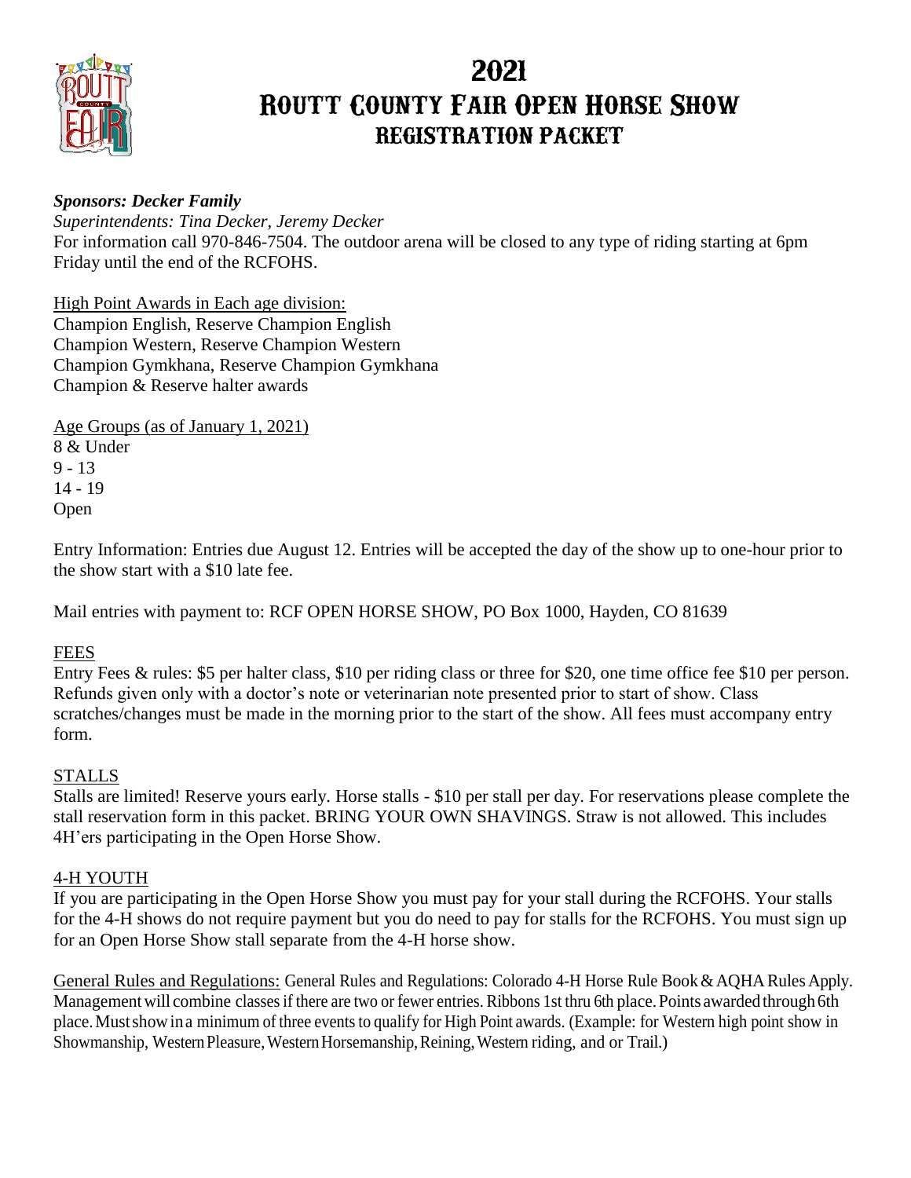# 2021
# Routt County Fair Open Horse Show
## Registration Packet

***Sponsors: Decker Family***

*Superintendents: Tina Decker, Jeremy Decker*

For information call 970-846-7504. The outdoor arena will be closed to any type of riding starting at 6pm Friday until the end of the RCFOHS.

High Point Awards in Each age division:

Champion English, Reserve Champion English
Champion Western, Reserve Champion Western
Champion Gymkhana, Reserve Champion Gymkhana
Champion & Reserve halter awards

Age Groups (as of January 1, 2021)

8 & Under
9 - 13
14 - 19
Open

Entry Information: Entries due August 12. Entries will be accepted the day of the show up to one-hour prior to the show start with a $10 late fee.

Mail entries with payment to: RCF OPEN HORSE SHOW, PO Box 1000, Hayden, CO 81639

FEES

Entry Fees & rules: $5 per halter class, $10 per riding class or three for $20, one time office fee $10 per person. Refunds given only with a doctor's note or veterinarian note presented prior to start of show. Class scratches/changes must be made in the morning prior to the start of the show. All fees must accompany entry form.

STALLS

Stalls are limited! Reserve yours early. Horse stalls - $10 per stall per day. For reservations please complete the stall reservation form in this packet. BRING YOUR OWN SHAVINGS. Straw is not allowed. This includes 4H'ers participating in the Open Horse Show.

4-H YOUTH

If you are participating in the Open Horse Show you must pay for your stall during the RCFOHS. Your stalls for the 4-H shows do not require payment but you do need to pay for stalls for the RCFOHS. You must sign up for an Open Horse Show stall separate from the 4-H horse show.

General Rules and Regulations: General Rules and Regulations: Colorado 4-H Horse Rule Book & AQHA Rules Apply. Management will combine classes if there are two or fewer entries. Ribbons 1st thru 6th place. Points awarded through 6th place. Must show in a minimum of three events to qualify for High Point awards. (Example: for Western high point show in Showmanship, Western Pleasure, Western Horsemanship, Reining, Western riding, and or Trail.)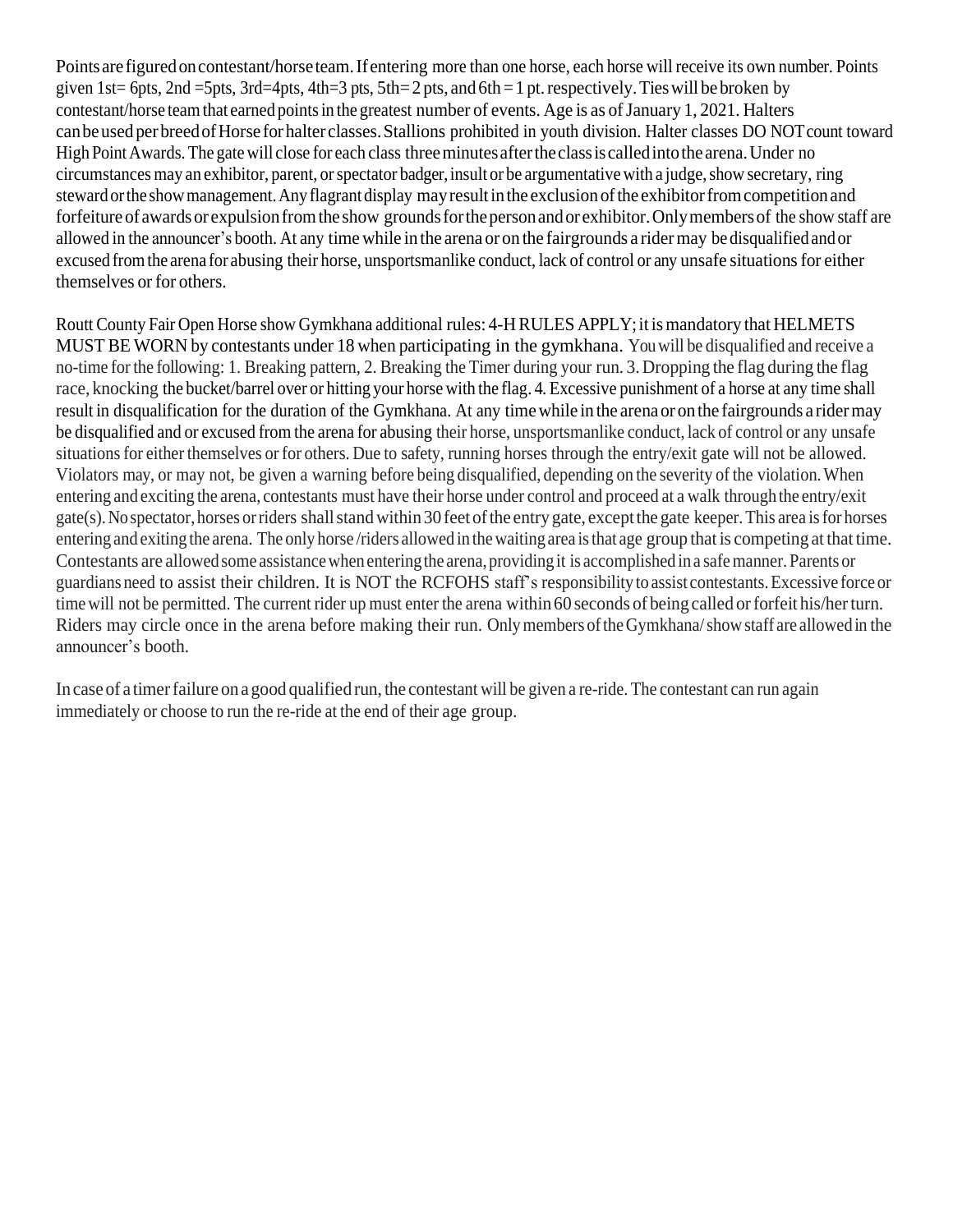Points are figured on contestant/horse team. If entering more than one horse, each horse will receive its own number. Points given 1st= 6pts, 2nd =5pts, 3rd=4pts, 4th=3 pts, 5th= 2 pts, and 6th = 1 pt. respectively. Ties will be broken by contestant/horse team that earned points in the greatest number of events. Age is as of January 1, 2021. Halters can be used per breed of Horse for halter classes. Stallions prohibited in youth division. Halter classes DO NOT count toward High Point Awards. The gate will close for each class three minutes after the class is called into the arena. Under no circumstances may an exhibitor, parent, or spectator badger, insult or be argumentative with a judge, show secretary, ring steward or the show management. Any flagrant display may result in the exclusion of the exhibitor from competition and forfeiture of awards or expulsion from the show grounds for the person and or exhibitor. Only members of the show staff are allowed in the announcer's booth. At any time while in the arena or on the fairgrounds a rider may be disqualified and or excused from the arena for abusing their horse, unsportsmanlike conduct, lack of control or any unsafe situations for either themselves or for others.

Routt County Fair Open Horse show Gymkhana additional rules: 4-H RULES APPLY; it is mandatory that HELMETS MUST BE WORN by contestants under 18 when participating in the gymkhana. You will be disqualified and receive a no-time for the following: 1. Breaking pattern, 2. Breaking the Timer during your run. 3. Dropping the flag during the flag race, knocking the bucket/barrel over or hitting your horse with the flag. 4. Excessive punishment of a horse at any time shall result in disqualification for the duration of the Gymkhana. At any time while in the arena or on the fairgrounds a rider may be disqualified and or excused from the arena for abusing their horse, unsportsmanlike conduct, lack of control or any unsafe situations for either themselves or for others. Due to safety, running horses through the entry/exit gate will not be allowed. Violators may, or may not, be given a warning before being disqualified, depending on the severity of the violation. When entering and exciting the arena, contestants must have their horse under control and proceed at a walk through the entry/exit gate(s). No spectator, horses or riders shall stand within 30 feet of the entry gate, except the gate keeper. This area is for horses entering and exiting the arena. The only horse /riders allowed in the waiting area is that age group that is competing at that time. Contestants are allowed some assistance when entering the arena, providing it is accomplished in a safe manner. Parents or guardians need to assist their children. It is NOT the RCFOHS staff's responsibility to assist contestants. Excessive force or time will not be permitted. The current rider up must enter the arena within 60 seconds of being called or forfeit his/her turn. Riders may circle once in the arena before making their run. Only members of the Gymkhana/ show staff are allowed in the announcer's booth.

In case of a timer failure on a good qualified run, the contestant will be given a re-ride. The contestant can run again immediately or choose to run the re-ride at the end of their age group.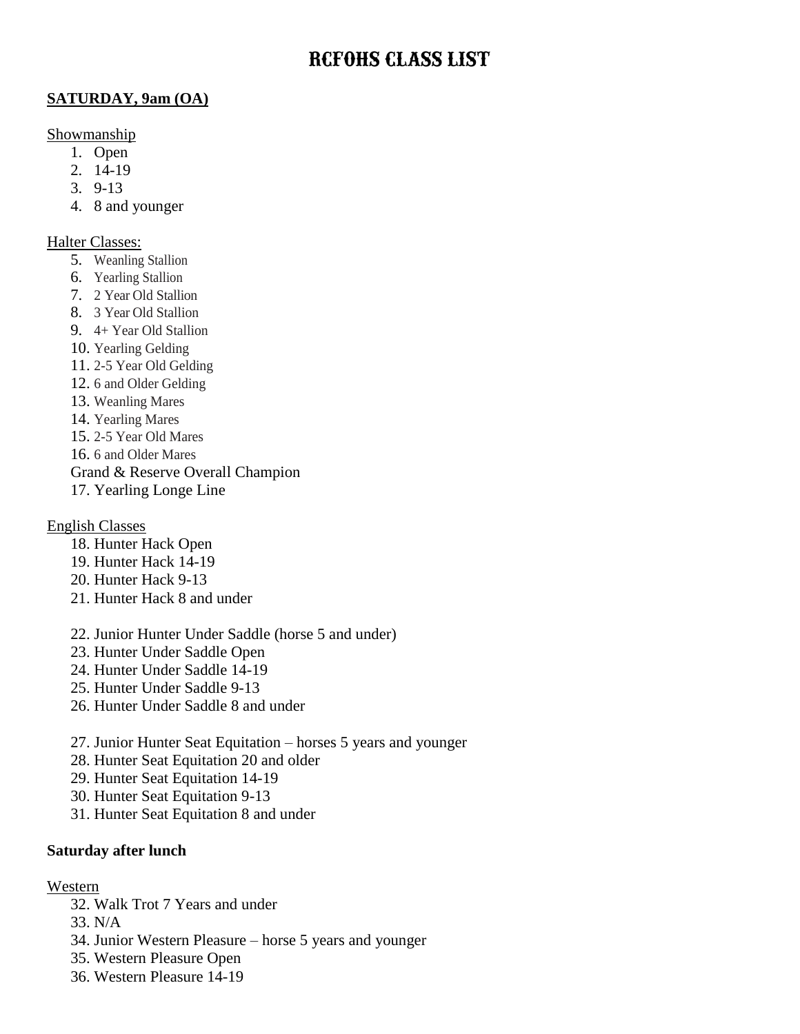# RCFOHS CLASS LIST

**<u>SATURDAY, 9am (OA)</u>**

<u>Showmanship</u>

1. Open
2. 14-19
3. 9-13
4. 8 and younger

<u>Halter Classes:</u>

5. Weanling Stallion
6. Yearling Stallion
7. 2 Year Old Stallion
8. 3 Year Old Stallion
9. 4+ Year Old Stallion
10. Yearling Gelding
11. 2-5 Year Old Gelding
12. 6 and Older Gelding
13. Weanling Mares
14. Yearling Mares
15. 2-5 Year Old Mares
16. 6 and Older Mares

Grand & Reserve Overall Champion

17. Yearling Longe Line

<u>English Classes</u>

18. Hunter Hack Open
19. Hunter Hack 14-19
20. Hunter Hack 9-13
21. Hunter Hack 8 and under

22. Junior Hunter Under Saddle (horse 5 and under)
23. Hunter Under Saddle Open
24. Hunter Under Saddle 14-19
25. Hunter Under Saddle 9-13
26. Hunter Under Saddle 8 and under

27. Junior Hunter Seat Equitation – horses 5 years and younger
28. Hunter Seat Equitation 20 and older
29. Hunter Seat Equitation 14-19
30. Hunter Seat Equitation 9-13
31. Hunter Seat Equitation 8 and under

**Saturday after lunch**

<u>Western</u>

32. Walk Trot 7 Years and under
33. N/A
34. Junior Western Pleasure – horse 5 years and younger
35. Western Pleasure Open
36. Western Pleasure 14-19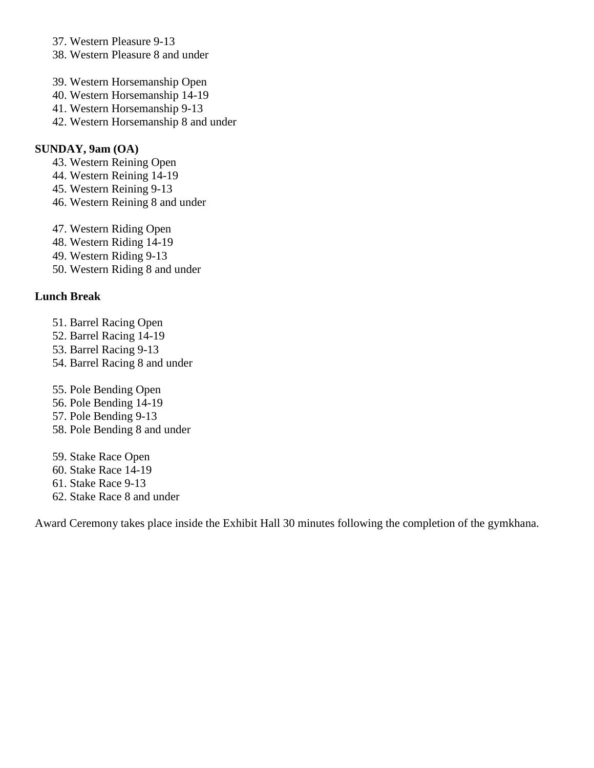37. Western Pleasure 9-13
38. Western Pleasure 8 and under

39. Western Horsemanship Open
40. Western Horsemanship 14-19
41. Western Horsemanship 9-13
42. Western Horsemanship 8 and under

**SUNDAY, 9am (OA)**

43. Western Reining Open
44. Western Reining 14-19
45. Western Reining 9-13
46. Western Reining 8 and under

47. Western Riding Open
48. Western Riding 14-19
49. Western Riding 9-13
50. Western Riding 8 and under

**Lunch Break**

51. Barrel Racing Open
52. Barrel Racing 14-19
53. Barrel Racing 9-13
54. Barrel Racing 8 and under

55. Pole Bending Open
56. Pole Bending 14-19
57. Pole Bending 9-13
58. Pole Bending 8 and under

59. Stake Race Open
60. Stake Race 14-19
61. Stake Race 9-13
62. Stake Race 8 and under

Award Ceremony takes place inside the Exhibit Hall 30 minutes following the completion of the gymkhana.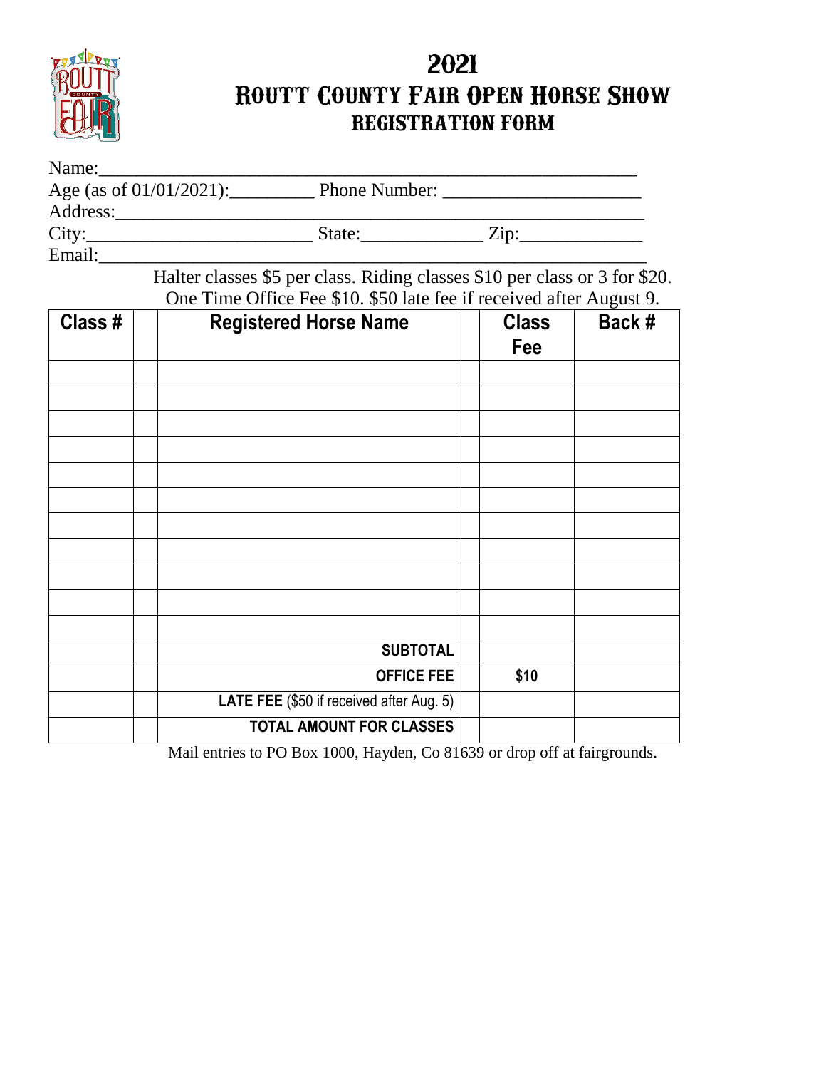# 2021
# Routt County Fair Open Horse Show
## Registration Form

Name:____________________________________________________

Age (as of 01/01/2021):_________ Phone Number: _____________________

Address:_____________________________________________________

City:________________________ State:_____________ Zip:_____________

Email:_______________________________________________________

Halter classes $5 per class. Riding classes $10 per class or 3 for $20.
One Time Office Fee $10. $50 late fee if received after August 9.

| Class # | | Registered Horse Name | | Class Fee | Back # |
|---|---|---|---|---|---|
| | | | | | |
| | | | | | |
| | | | | | |
| | | | | | |
| | | | | | |
| | | | | | |
| | | | | | |
| | | | | | |
| | | | | | |
| | | | | | |
| | | | | | |
| | | **SUBTOTAL** | | | |
| | | **OFFICE FEE** | | **$10** | |
| | | **LATE FEE** ($50 if received after Aug. 5) | | | |
| | | **TOTAL AMOUNT FOR CLASSES** | | | |

Mail entries to PO Box 1000, Hayden, Co 81639 or drop off at fairgrounds.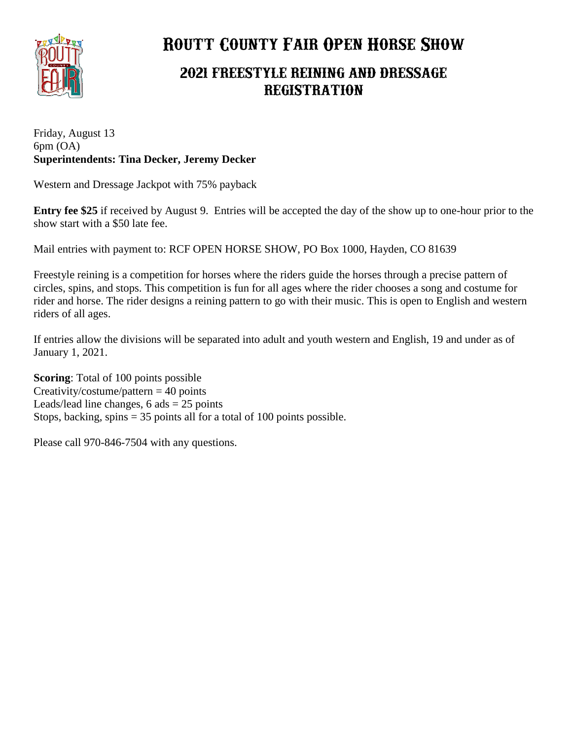# Routt County Fair Open Horse Show

## 2021 Freestyle Reining and Dressage Registration

Friday, August 13
6pm (OA)
**Superintendents: Tina Decker, Jeremy Decker**

Western and Dressage Jackpot with 75% payback

**Entry fee $25** if received by August 9. Entries will be accepted the day of the show up to one-hour prior to the show start with a $50 late fee.

Mail entries with payment to: RCF OPEN HORSE SHOW, PO Box 1000, Hayden, CO 81639

Freestyle reining is a competition for horses where the riders guide the horses through a precise pattern of circles, spins, and stops. This competition is fun for all ages where the rider chooses a song and costume for rider and horse. The rider designs a reining pattern to go with their music. This is open to English and western riders of all ages.

If entries allow the divisions will be separated into adult and youth western and English, 19 and under as of January 1, 2021.

**Scoring**: Total of 100 points possible
Creativity/costume/pattern = 40 points
Leads/lead line changes, 6 ads = 25 points
Stops, backing, spins = 35 points all for a total of 100 points possible.

Please call 970-846-7504 with any questions.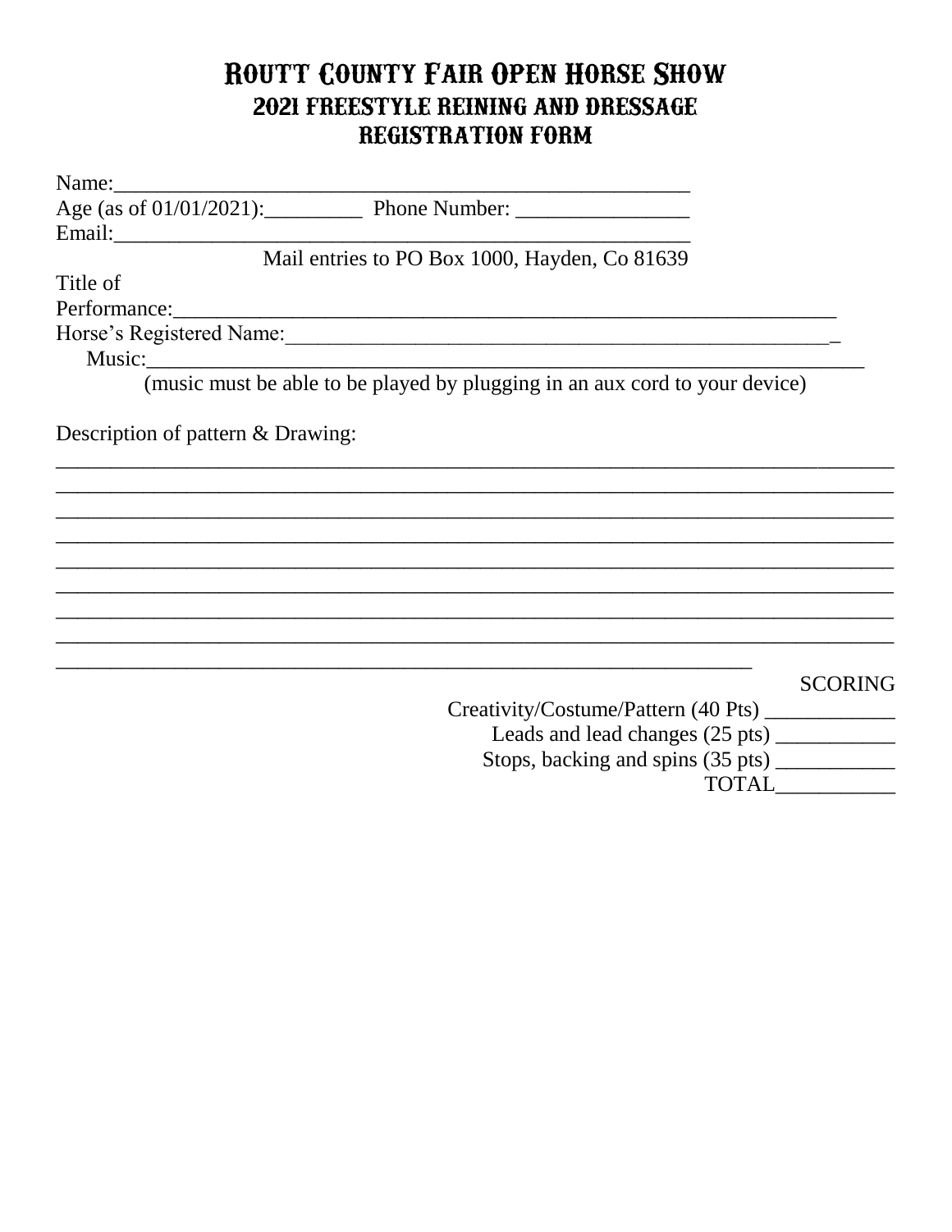# ROUTT COUNTY FAIR OPEN HORSE SHOW
## 2021 FREESTYLE REINING AND DRESSAGE
## REGISTRATION FORM

Name:_______________________________________________________

Age (as of 01/01/2021):_________ Phone Number: ________________

Email:_______________________________________________________

Mail entries to PO Box 1000, Hayden, Co 81639

Title of Performance:_________________________________________________________________

Horse's Registered Name:_____________________________________________________

Music:_______________________________________________________________

(music must be able to be played by plugging in an aux cord to your device)

Description of pattern & Drawing:

_____________________________________________________________________________

_____________________________________________________________________________

_____________________________________________________________________________

_____________________________________________________________________________

_____________________________________________________________________________

_____________________________________________________________________________

_____________________________________________________________________________

_____________________________________________________________________________

_________________________________________________________________

SCORING

Creativity/Costume/Pattern (40 Pts) ____________

Leads and lead changes (25 pts) ___________

Stops, backing and spins (35 pts) ___________

TOTAL___________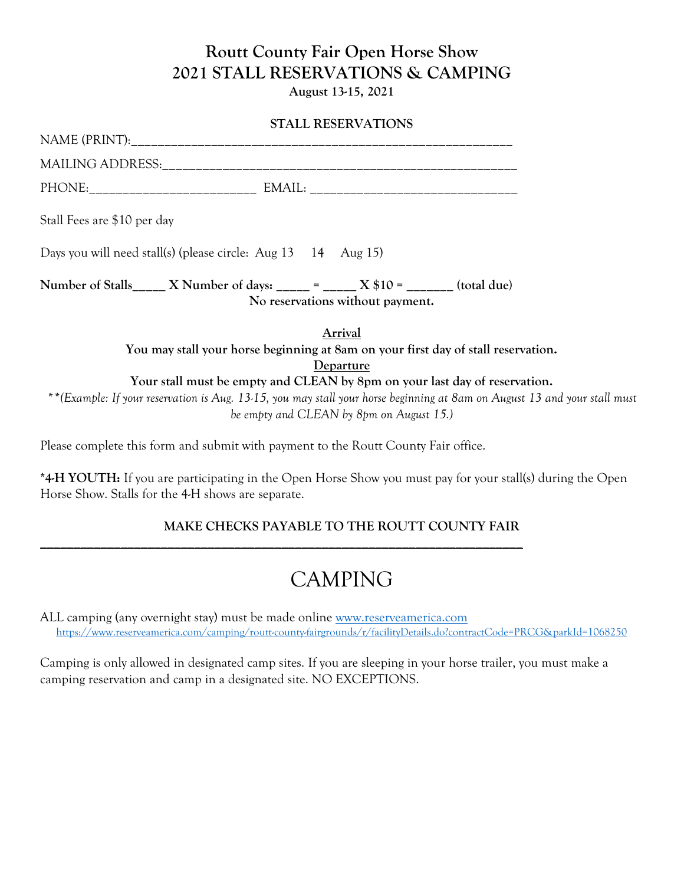# Routt County Fair Open Horse Show
# 2021 STALL RESERVATIONS & CAMPING

**August 13-15, 2021**

**STALL RESERVATIONS**

NAME (PRINT):____________________________________________________________

MAILING ADDRESS:_______________________________________________________

PHONE:_________________________ EMAIL: ______________________________

Stall Fees are $10 per day

Days you will need stall(s) (please circle: Aug 13 14 Aug 15)

**Number of Stalls_____ X Number of days: _____ = _____ X $10 = _______ (total due)**

**No reservations without payment.**

**<u>Arrival</u>**

**You may stall your horse beginning at 8am on your first day of stall reservation.**

**<u>Departure</u>**

**Your stall must be empty and CLEAN by 8pm on your last day of reservation.**

*\*\*(Example: If your reservation is Aug. 13-15, you may stall your horse beginning at 8am on August 13 and your stall must be empty and CLEAN by 8pm on August 15.)*

Please complete this form and submit with payment to the Routt County Fair office.

**\*4-H YOUTH:** If you are participating in the Open Horse Show you must pay for your stall(s) during the Open Horse Show. Stalls for the 4-H shows are separate.

**MAKE CHECKS PAYABLE TO THE ROUTT COUNTY FAIR**

---

# CAMPING

ALL camping (any overnight stay) must be made online www.reserveamerica.com
https://www.reserveamerica.com/camping/routt-county-fairgrounds/r/facilityDetails.do?contractCode=PRCG&parkId=1068250

Camping is only allowed in designated camp sites. If you are sleeping in your horse trailer, you must make a camping reservation and camp in a designated site. NO EXCEPTIONS.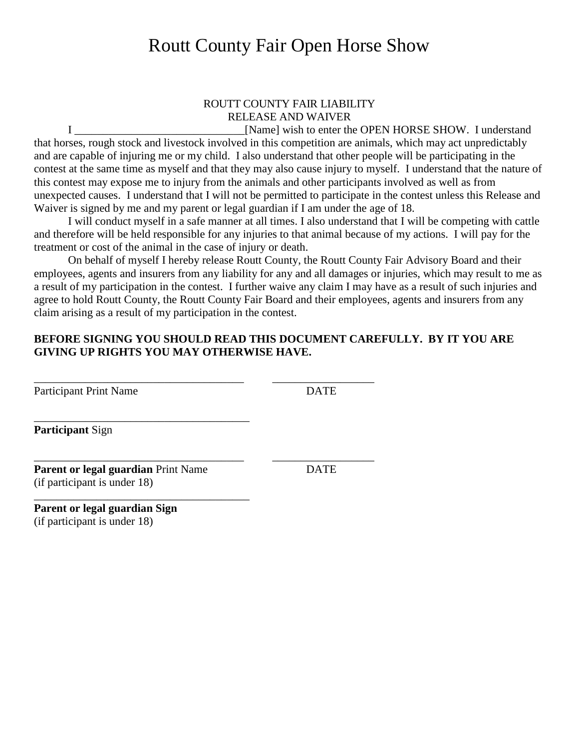# Routt County Fair Open Horse Show

ROUTT COUNTY FAIR LIABILITY
RELEASE AND WAIVER

I ______________________________[Name] wish to enter the OPEN HORSE SHOW. I understand that horses, rough stock and livestock involved in this competition are animals, which may act unpredictably and are capable of injuring me or my child. I also understand that other people will be participating in the contest at the same time as myself and that they may also cause injury to myself. I understand that the nature of this contest may expose me to injury from the animals and other participants involved as well as from unexpected causes. I understand that I will not be permitted to participate in the contest unless this Release and Waiver is signed by me and my parent or legal guardian if I am under the age of 18.

I will conduct myself in a safe manner at all times. I also understand that I will be competing with cattle and therefore will be held responsible for any injuries to that animal because of my actions. I will pay for the treatment or cost of the animal in the case of injury or death.

On behalf of myself I hereby release Routt County, the Routt County Fair Advisory Board and their employees, agents and insurers from any liability for any and all damages or injuries, which may result to me as a result of my participation in the contest. I further waive any claim I may have as a result of such injuries and agree to hold Routt County, the Routt County Fair Board and their employees, agents and insurers from any claim arising as a result of my participation in the contest.

**BEFORE SIGNING YOU SHOULD READ THIS DOCUMENT CAREFULLY. BY IT YOU ARE GIVING UP RIGHTS YOU MAY OTHERWISE HAVE.**

_____________________________________ __________________
Participant Print Name DATE

_____________________________________
**Participant** Sign

_____________________________________ __________________
**Parent or legal guardian** Print Name DATE
(if participant is under 18)

_____________________________________
**Parent or legal guardian Sign**
(if participant is under 18)